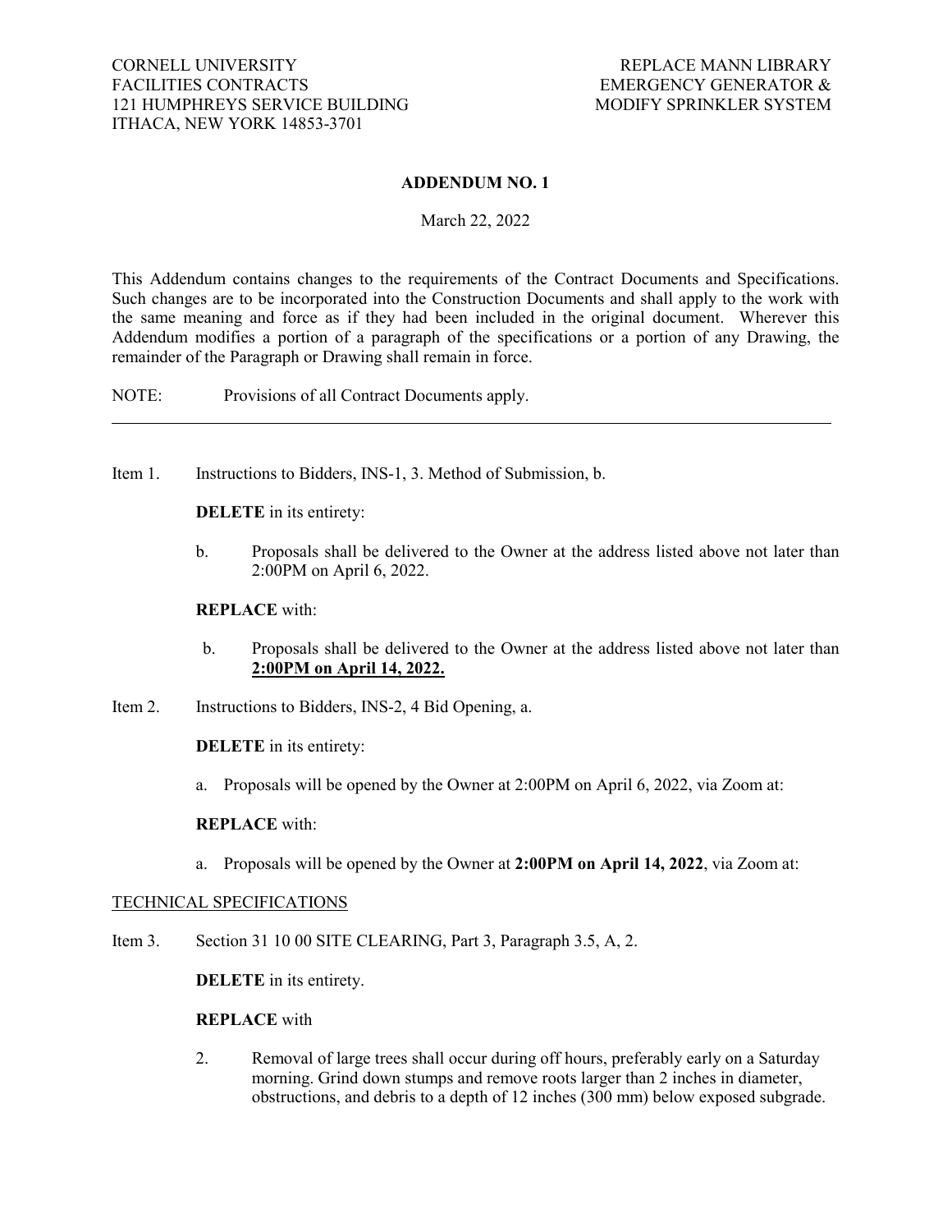CORNELL UNIVERSITY
FACILITIES CONTRACTS
121 HUMPHREYS SERVICE BUILDING
ITHACA, NEW YORK 14853-3701

REPLACE MANN LIBRARY
EMERGENCY GENERATOR &
MODIFY SPRINKLER SYSTEM

## ADDENDUM NO. 1

March 22, 2022

This Addendum contains changes to the requirements of the Contract Documents and Specifications. Such changes are to be incorporated into the Construction Documents and shall apply to the work with the same meaning and force as if they had been included in the original document. Wherever this Addendum modifies a portion of a paragraph of the specifications or a portion of any Drawing, the remainder of the Paragraph or Drawing shall remain in force.

NOTE: Provisions of all Contract Documents apply.

---

Item 1. Instructions to Bidders, INS-1, 3. Method of Submission, b.

**DELETE** in its entirety:

b. Proposals shall be delivered to the Owner at the address listed above not later than 2:00PM on April 6, 2022.

**REPLACE** with:

b. Proposals shall be delivered to the Owner at the address listed above not later than **2:00PM on April 14, 2022.**

Item 2. Instructions to Bidders, INS-2, 4 Bid Opening, a.

**DELETE** in its entirety:

a. Proposals will be opened by the Owner at 2:00PM on April 6, 2022, via Zoom at:

**REPLACE** with:

a. Proposals will be opened by the Owner at **2:00PM on April 14, 2022**, via Zoom at:

TECHNICAL SPECIFICATIONS

Item 3. Section 31 10 00 SITE CLEARING, Part 3, Paragraph 3.5, A, 2.

**DELETE** in its entirety.

**REPLACE** with

2. Removal of large trees shall occur during off hours, preferably early on a Saturday morning. Grind down stumps and remove roots larger than 2 inches in diameter, obstructions, and debris to a depth of 12 inches (300 mm) below exposed subgrade.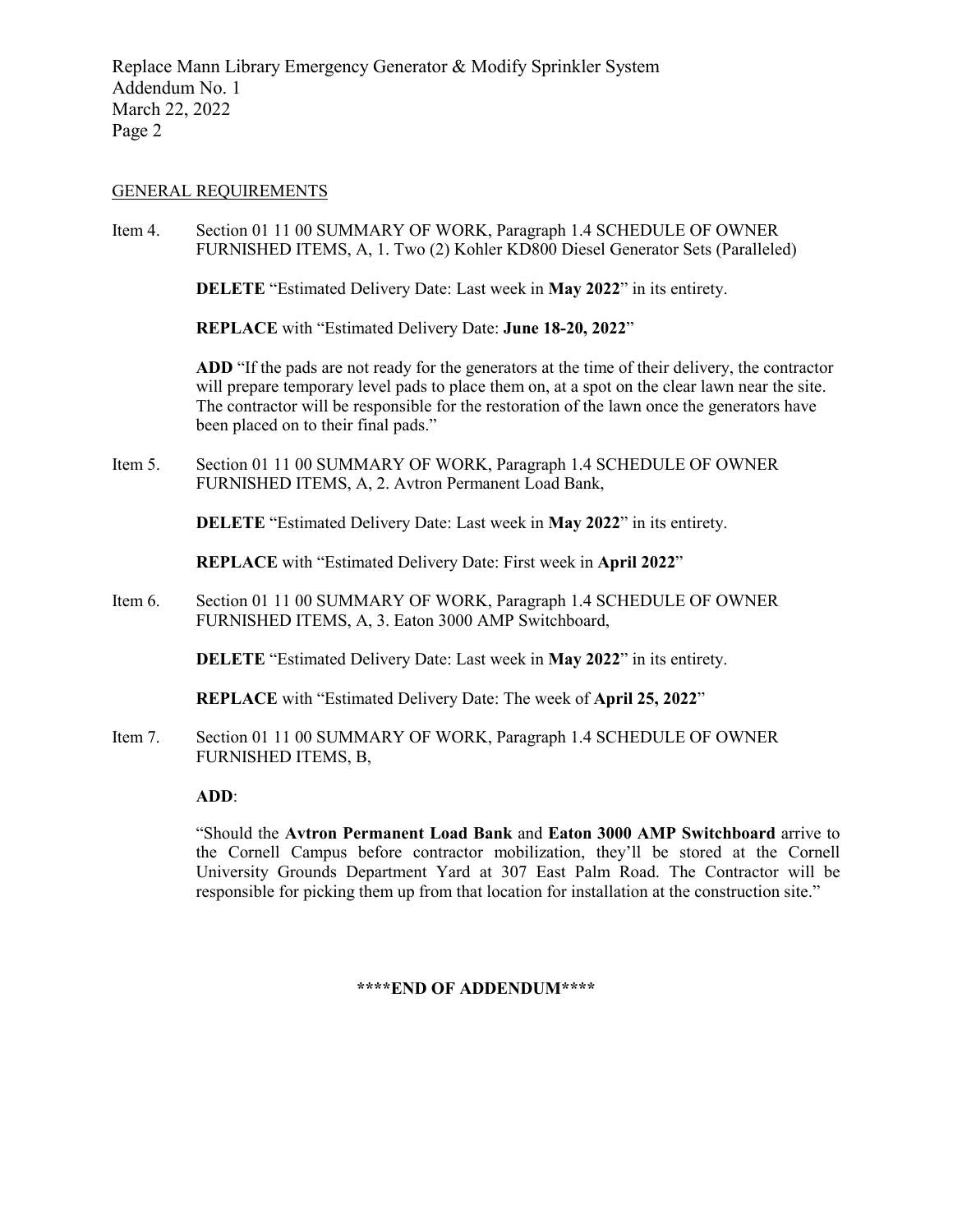GENERAL REQUIREMENTS

Item 4. Section 01 11 00 SUMMARY OF WORK, Paragraph 1.4 SCHEDULE OF OWNER FURNISHED ITEMS, A, 1. Two (2) Kohler KD800 Diesel Generator Sets (Paralleled)

**DELETE** "Estimated Delivery Date: Last week in **May 2022**" in its entirety.

**REPLACE** with "Estimated Delivery Date: **June 18-20, 2022**"

**ADD** "If the pads are not ready for the generators at the time of their delivery, the contractor will prepare temporary level pads to place them on, at a spot on the clear lawn near the site. The contractor will be responsible for the restoration of the lawn once the generators have been placed on to their final pads."

Item 5. Section 01 11 00 SUMMARY OF WORK, Paragraph 1.4 SCHEDULE OF OWNER FURNISHED ITEMS, A, 2. Avtron Permanent Load Bank,

**DELETE** "Estimated Delivery Date: Last week in **May 2022**" in its entirety.

**REPLACE** with "Estimated Delivery Date: First week in **April 2022**"

Item 6. Section 01 11 00 SUMMARY OF WORK, Paragraph 1.4 SCHEDULE OF OWNER FURNISHED ITEMS, A, 3. Eaton 3000 AMP Switchboard,

**DELETE** "Estimated Delivery Date: Last week in **May 2022**" in its entirety.

**REPLACE** with "Estimated Delivery Date: The week of **April 25, 2022**"

Item 7. Section 01 11 00 SUMMARY OF WORK, Paragraph 1.4 SCHEDULE OF OWNER FURNISHED ITEMS, B,

**ADD**:

"Should the **Avtron Permanent Load Bank** and **Eaton 3000 AMP Switchboard** arrive to the Cornell Campus before contractor mobilization, they'll be stored at the Cornell University Grounds Department Yard at 307 East Palm Road. The Contractor will be responsible for picking them up from that location for installation at the construction site."

**\*\*\*\*END OF ADDENDUM\*\*\*\***